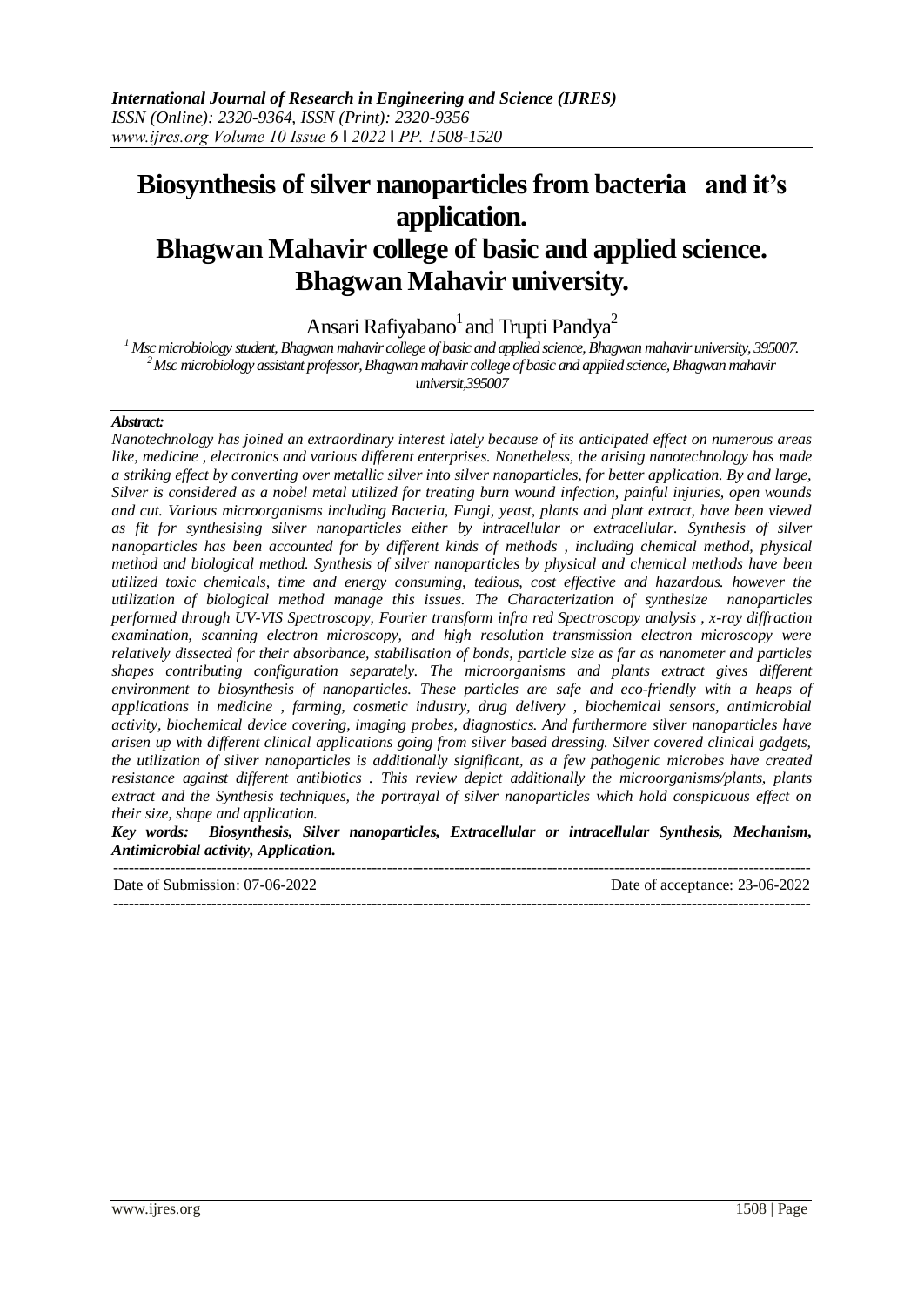# Biosynthesis of silver nanoparticles from bacteria and it's application.
# Bhagwan Mahavir college of basic and applied science. Bhagwan Mahavir university.

Ansari Rafiyabano[1] and Trupti Pandya[2]

[1] Msc microbiology student, Bhagwan mahavir college of basic and applied science, Bhagwan mahavir university, 395007.
[2] Msc microbiology assistant professor, Bhagwan mahavir college of basic and applied science, Bhagwan mahavir universit,395007

***Abstract:***

*Nanotechnology has joined an extraordinary interest lately because of its anticipated effect on numerous areas like, medicine , electronics and various different enterprises. Nonetheless, the arising nanotechnology has made a striking effect by converting over metallic silver into silver nanoparticles, for better application. By and large, Silver is considered as a nobel metal utilized for treating burn wound infection, painful injuries, open wounds and cut. Various microorganisms including Bacteria, Fungi, yeast, plants and plant extract, have been viewed as fit for synthesising silver nanoparticles either by intracellular or extracellular. Synthesis of silver nanoparticles has been accounted for by different kinds of methods , including chemical method, physical method and biological method. Synthesis of silver nanoparticles by physical and chemical methods have been utilized toxic chemicals, time and energy consuming, tedious, cost effective and hazardous. however the utilization of biological method manage this issues. The Characterization of synthesize nanoparticles performed through UV-VIS Spectroscopy, Fourier transform infra red Spectroscopy analysis , x-ray diffraction examination, scanning electron microscopy, and high resolution transmission electron microscopy were relatively dissected for their absorbance, stabilisation of bonds, particle size as far as nanometer and particles shapes contributing configuration separately. The microorganisms and plants extract gives different environment to biosynthesis of nanoparticles. These particles are safe and eco-friendly with a heaps of applications in medicine , farming, cosmetic industry, drug delivery , biochemical sensors, antimicrobial activity, biochemical device covering, imaging probes, diagnostics. And furthermore silver nanoparticles have arisen up with different clinical applications going from silver based dressing. Silver covered clinical gadgets, the utilization of silver nanoparticles is additionally significant, as a few pathogenic microbes have created resistance against different antibiotics . This review depict additionally the microorganisms/plants, plants extract and the Synthesis techniques, the portrayal of silver nanoparticles which hold conspicuous effect on their size, shape and application.*

***Key words:*** ***Biosynthesis, Silver nanoparticles, Extracellular or intracellular Synthesis, Mechanism, Antimicrobial activity, Application.***

---

Date of Submission: 07-06-2022 Date of acceptance: 23-06-2022

---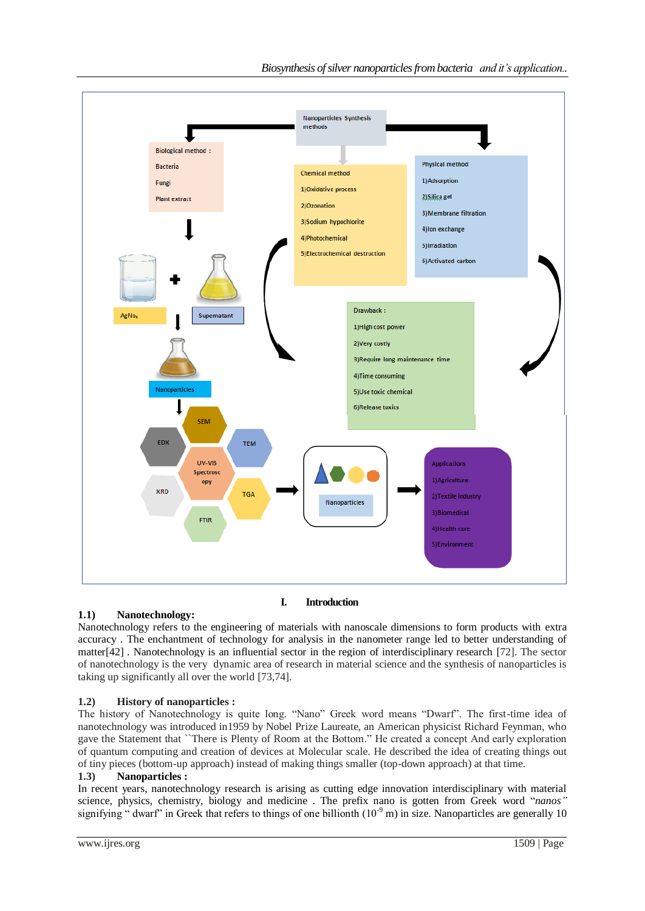Nanoparticles Synthesis methods

Biological method :
- Bacteria
- Fungi
- Plant extract

Chemical method
1) Oxidative process
2) Ozonation
3) Sodium hypochlorite
4) Photochemical
5) Electrochemical destruction

Physical method
1) Adsorption
2) Silica gel
3) Membrane filtration
4) Ion exchange
5) Irradiation
6) Activated carbon

$AgNO_3$ + Supernatant → Nanoparticles

Drawback :
1) High cost power
2) Very costly
3) Require long maintenance time
4) Time consuming
5) Use toxic chemical
6) Release toxics

SEM, EDX, TEM, UV-VIS Spectroscopy, XRD, TGA, FTIR

Nanoparticles

Applications
1) Agriculture
2) Textile industry
3) Biomedical
4) Health care
5) Environment

# I. Introduction

## 1.1) Nanotechnology:

Nanotechnology refers to the engineering of materials with nanoscale dimensions to form products with extra accuracy . The enchantment of technology for analysis in the nanometer range led to better understanding of matter[42] . Nanotechnology is an influential sector in the region of interdisciplinary research [72]. The sector of nanotechnology is the very dynamic area of research in material science and the synthesis of nanoparticles is taking up significantly all over the world [73,74].

## 1.2) History of nanoparticles :

The history of Nanotechnology is quite long. "Nano" Greek word means "Dwarf". The first-time idea of nanotechnology was introduced in1959 by Nobel Prize Laureate, an American physicist Richard Feynman, who gave the Statement that ``There is Plenty of Room at the Bottom." He created a concept And early exploration of quantum computing and creation of devices at Molecular scale. He described the idea of creating things out of tiny pieces (bottom-up approach) instead of making things smaller (top-down approach) at that time.

## 1.3) Nanoparticles :

In recent years, nanotechnology research is arising as cutting edge innovation interdisciplinary with material science, physics, chemistry, biology and medicine . The prefix nano is gotten from Greek word "*nanos*" signifying " dwarf" in Greek that refers to things of one billionth ($10^{-9}$ m) in size. Nanoparticles are generally 10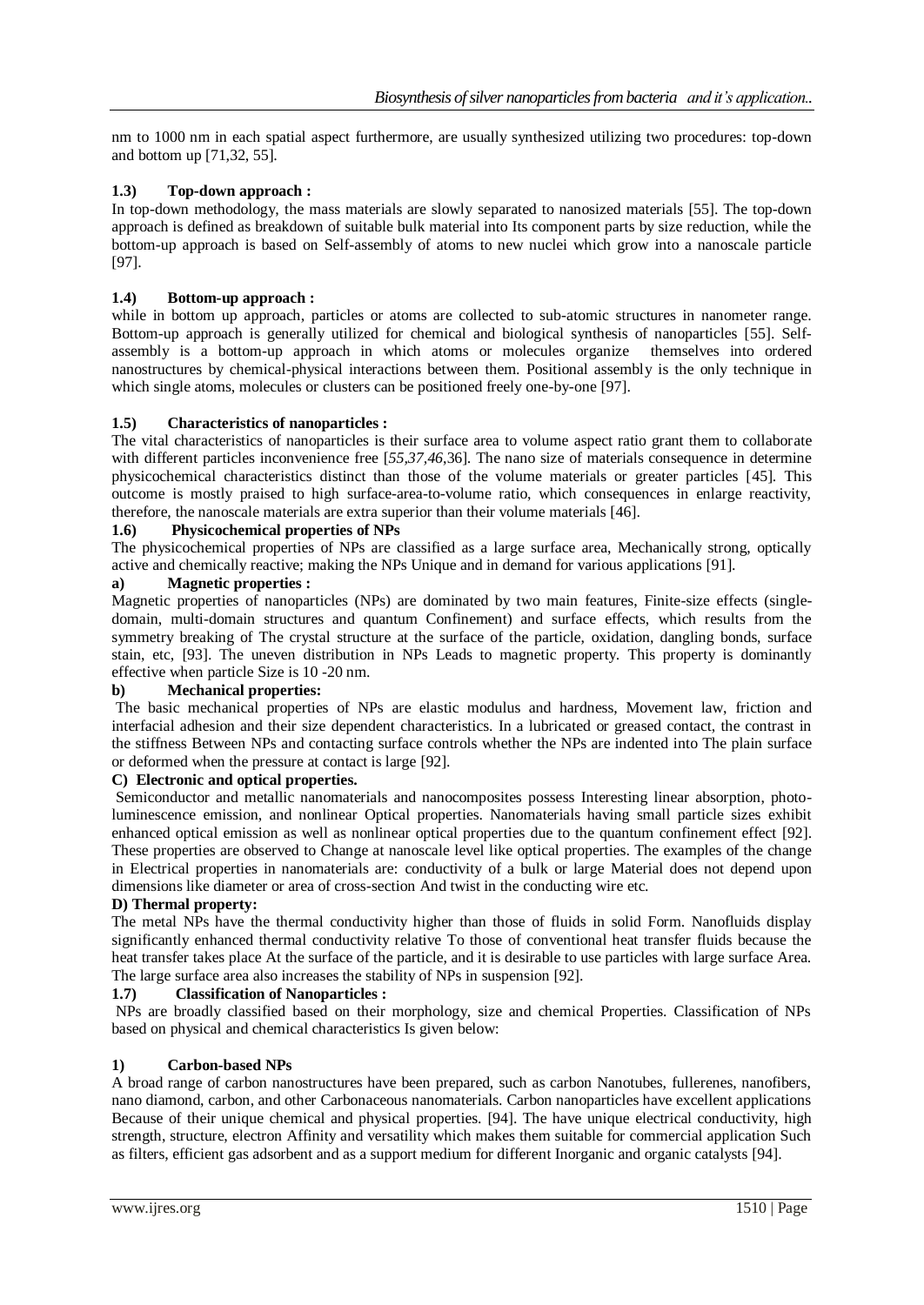nm to 1000 nm in each spatial aspect furthermore, are usually synthesized utilizing two procedures: top-down and bottom up [71,32, 55].

### 1.3) Top-down approach :

In top-down methodology, the mass materials are slowly separated to nanosized materials [55]. The top-down approach is defined as breakdown of suitable bulk material into Its component parts by size reduction, while the bottom-up approach is based on Self-assembly of atoms to new nuclei which grow into a nanoscale particle [97].

### 1.4) Bottom-up approach :

while in bottom up approach, particles or atoms are collected to sub-atomic structures in nanometer range. Bottom-up approach is generally utilized for chemical and biological synthesis of nanoparticles [55]. Self-assembly is a bottom-up approach in which atoms or molecules organize themselves into ordered nanostructures by chemical-physical interactions between them. Positional assembly is the only technique in which single atoms, molecules or clusters can be positioned freely one-by-one [97].

### 1.5) Characteristics of nanoparticles :

The vital characteristics of nanoparticles is their surface area to volume aspect ratio grant them to collaborate with different particles inconvenience free [*55,37,46*,36]. The nano size of materials consequence in determine physicochemical characteristics distinct than those of the volume materials or greater particles [45]. This outcome is mostly praised to high surface-area-to-volume ratio, which consequences in enlarge reactivity, therefore, the nanoscale materials are extra superior than their volume materials [46].

### 1.6) Physicochemical properties of NPs

The physicochemical properties of NPs are classified as a large surface area, Mechanically strong, optically active and chemically reactive; making the NPs Unique and in demand for various applications [91].

#### a) Magnetic properties :

Magnetic properties of nanoparticles (NPs) are dominated by two main features, Finite-size effects (single-domain, multi-domain structures and quantum Confinement) and surface effects, which results from the symmetry breaking of The crystal structure at the surface of the particle, oxidation, dangling bonds, surface stain, etc, [93]. The uneven distribution in NPs Leads to magnetic property. This property is dominantly effective when particle Size is 10 -20 nm.

#### b) Mechanical properties:

The basic mechanical properties of NPs are elastic modulus and hardness, Movement law, friction and interfacial adhesion and their size dependent characteristics. In a lubricated or greased contact, the contrast in the stiffness Between NPs and contacting surface controls whether the NPs are indented into The plain surface or deformed when the pressure at contact is large [92].

#### C) Electronic and optical properties.

Semiconductor and metallic nanomaterials and nanocomposites possess Interesting linear absorption, photo-luminescence emission, and nonlinear Optical properties. Nanomaterials having small particle sizes exhibit enhanced optical emission as well as nonlinear optical properties due to the quantum confinement effect [92]. These properties are observed to Change at nanoscale level like optical properties. The examples of the change in Electrical properties in nanomaterials are: conductivity of a bulk or large Material does not depend upon dimensions like diameter or area of cross-section And twist in the conducting wire etc.

#### D) Thermal property:

The metal NPs have the thermal conductivity higher than those of fluids in solid Form. Nanofluids display significantly enhanced thermal conductivity relative To those of conventional heat transfer fluids because the heat transfer takes place At the surface of the particle, and it is desirable to use particles with large surface Area. The large surface area also increases the stability of NPs in suspension [92].

### 1.7) Classification of Nanoparticles :

NPs are broadly classified based on their morphology, size and chemical Properties. Classification of NPs based on physical and chemical characteristics Is given below:

#### 1) Carbon-based NPs

A broad range of carbon nanostructures have been prepared, such as carbon Nanotubes, fullerenes, nanofibers, nano diamond, carbon, and other Carbonaceous nanomaterials. Carbon nanoparticles have excellent applications Because of their unique chemical and physical properties. [94]. The have unique electrical conductivity, high strength, structure, electron Affinity and versatility which makes them suitable for commercial application Such as filters, efficient gas adsorbent and as a support medium for different Inorganic and organic catalysts [94].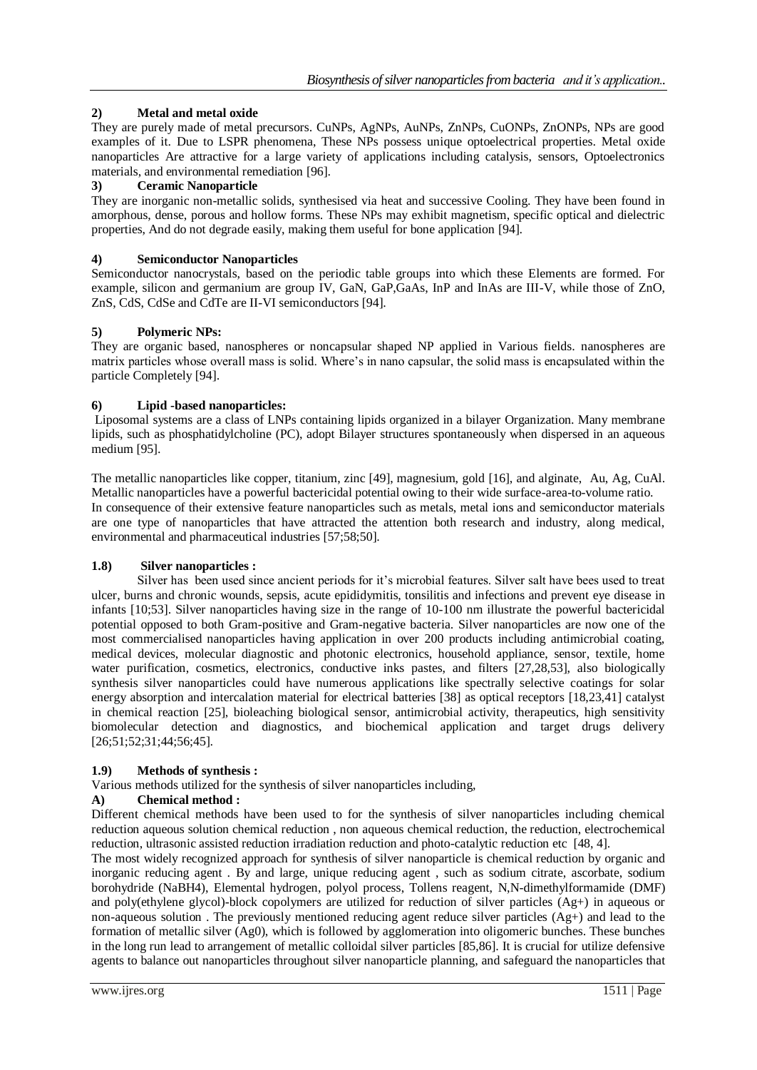### 2) Metal and metal oxide

They are purely made of metal precursors. CuNPs, AgNPs, AuNPs, ZnNPs, CuONPs, ZnONPs, NPs are good examples of it. Due to LSPR phenomena, These NPs possess unique optoelectrical properties. Metal oxide nanoparticles Are attractive for a large variety of applications including catalysis, sensors, Optoelectronics materials, and environmental remediation [96].

### 3) Ceramic Nanoparticle

They are inorganic non-metallic solids, synthesised via heat and successive Cooling. They have been found in amorphous, dense, porous and hollow forms. These NPs may exhibit magnetism, specific optical and dielectric properties, And do not degrade easily, making them useful for bone application [94].

### 4) Semiconductor Nanoparticles

Semiconductor nanocrystals, based on the periodic table groups into which these Elements are formed. For example, silicon and germanium are group IV, GaN, GaP,GaAs, InP and InAs are III-V, while those of ZnO, ZnS, CdS, CdSe and CdTe are II-VI semiconductors [94].

### 5) Polymeric NPs:

They are organic based, nanospheres or noncapsular shaped NP applied in Various fields. nanospheres are matrix particles whose overall mass is solid. Where's in nano capsular, the solid mass is encapsulated within the particle Completely [94].

### 6) Lipid -based nanoparticles:

Liposomal systems are a class of LNPs containing lipids organized in a bilayer Organization. Many membrane lipids, such as phosphatidylcholine (PC), adopt Bilayer structures spontaneously when dispersed in an aqueous medium [95].

The metallic nanoparticles like copper, titanium, zinc [49], magnesium, gold [16], and alginate, Au, Ag, CuAl. Metallic nanoparticles have a powerful bactericidal potential owing to their wide surface-area-to-volume ratio. In consequence of their extensive feature nanoparticles such as metals, metal ions and semiconductor materials are one type of nanoparticles that have attracted the attention both research and industry, along medical, environmental and pharmaceutical industries [57;58;50].

## 1.8) Silver nanoparticles :

Silver has been used since ancient periods for it's microbial features. Silver salt have bees used to treat ulcer, burns and chronic wounds, sepsis, acute epididymitis, tonsilitis and infections and prevent eye disease in infants [10;53]. Silver nanoparticles having size in the range of 10-100 nm illustrate the powerful bactericidal potential opposed to both Gram-positive and Gram-negative bacteria. Silver nanoparticles are now one of the most commercialised nanoparticles having application in over 200 products including antimicrobial coating, medical devices, molecular diagnostic and photonic electronics, household appliance, sensor, textile, home water purification, cosmetics, electronics, conductive inks pastes, and filters [27,28,53], also biologically synthesis silver nanoparticles could have numerous applications like spectrally selective coatings for solar energy absorption and intercalation material for electrical batteries [38] as optical receptors [18,23,41] catalyst in chemical reaction [25], bioleaching biological sensor, antimicrobial activity, therapeutics, high sensitivity biomolecular detection and diagnostics, and biochemical application and target drugs delivery [26;51;52;31;44;56;45].

## 1.9) Methods of synthesis :

Various methods utilized for the synthesis of silver nanoparticles including,

### A) Chemical method :

Different chemical methods have been used to for the synthesis of silver nanoparticles including chemical reduction aqueous solution chemical reduction , non aqueous chemical reduction, the reduction, electrochemical reduction, ultrasonic assisted reduction irradiation reduction and photo-catalytic reduction etc [48, 4].

The most widely recognized approach for synthesis of silver nanoparticle is chemical reduction by organic and inorganic reducing agent . By and large, unique reducing agent , such as sodium citrate, ascorbate, sodium borohydride ($NaBH_4$), Elemental hydrogen, polyol process, Tollens reagent, N,N-dimethylformamide (DMF) and poly(ethylene glycol)-block copolymers are utilized for reduction of silver particles ($Ag^+$) in aqueous or non-aqueous solution . The previously mentioned reducing agent reduce silver particles ($Ag^+$) and lead to the formation of metallic silver ($Ag^0$), which is followed by agglomeration into oligomeric bunches. These bunches in the long run lead to arrangement of metallic colloidal silver particles [85,86]. It is crucial for utilize defensive agents to balance out nanoparticles throughout silver nanoparticle planning, and safeguard the nanoparticles that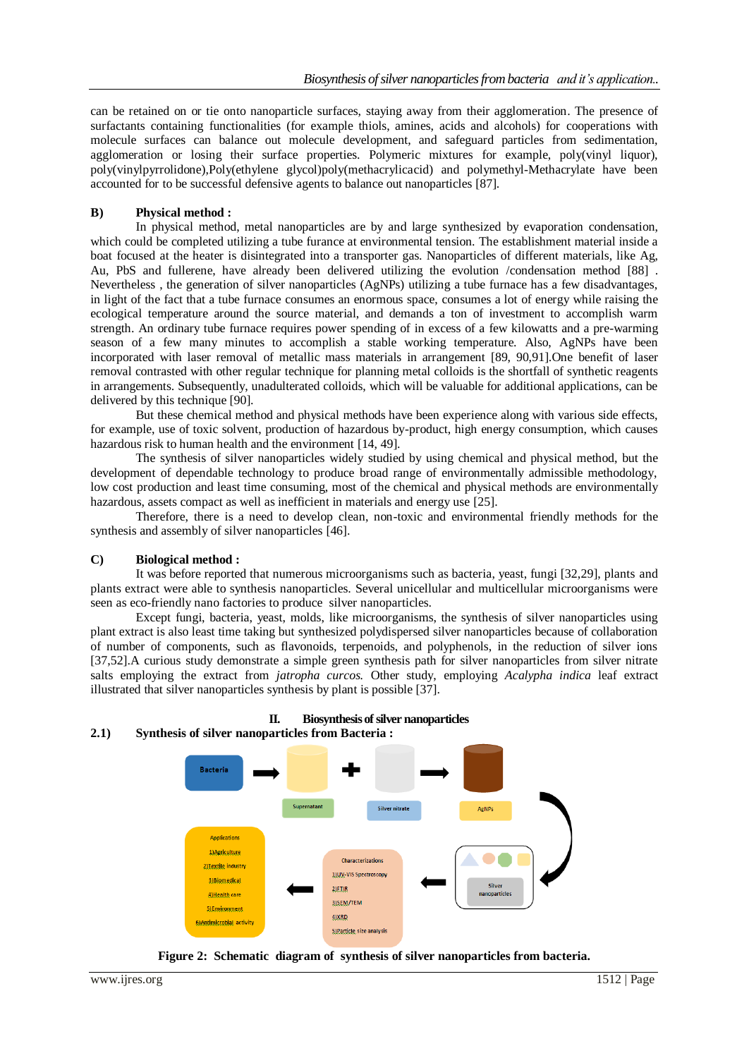can be retained on or tie onto nanoparticle surfaces, staying away from their agglomeration. The presence of surfactants containing functionalities (for example thiols, amines, acids and alcohols) for cooperations with molecule surfaces can balance out molecule development, and safeguard particles from sedimentation, agglomeration or losing their surface properties. Polymeric mixtures for example, poly(vinyl liquor), poly(vinylpyrrolidone),Poly(ethylene glycol)poly(methacrylicacid) and polymethyl-Methacrylate have been accounted for to be successful defensive agents to balance out nanoparticles [87].

### B) Physical method :

In physical method, metal nanoparticles are by and large synthesized by evaporation condensation, which could be completed utilizing a tube furance at environmental tension. The establishment material inside a boat focused at the heater is disintegrated into a transporter gas. Nanoparticles of different materials, like Ag, Au, PbS and fullerene, have already been delivered utilizing the evolution /condensation method [88] . Nevertheless , the generation of silver nanoparticles (AgNPs) utilizing a tube furnace has a few disadvantages, in light of the fact that a tube furnace consumes an enormous space, consumes a lot of energy while raising the ecological temperature around the source material, and demands a ton of investment to accomplish warm strength. An ordinary tube furnace requires power spending of in excess of a few kilowatts and a pre-warming season of a few many minutes to accomplish a stable working temperature. Also, AgNPs have been incorporated with laser removal of metallic mass materials in arrangement [89, 90,91].One benefit of laser removal contrasted with other regular technique for planning metal colloids is the shortfall of synthetic reagents in arrangements. Subsequently, unadulterated colloids, which will be valuable for additional applications, can be delivered by this technique [90].

But these chemical method and physical methods have been experience along with various side effects, for example, use of toxic solvent, production of hazardous by-product, high energy consumption, which causes hazardous risk to human health and the environment [14, 49].

The synthesis of silver nanoparticles widely studied by using chemical and physical method, but the development of dependable technology to produce broad range of environmentally admissible methodology, low cost production and least time consuming, most of the chemical and physical methods are environmentally hazardous, assets compact as well as inefficient in materials and energy use [25].

Therefore, there is a need to develop clean, non-toxic and environmental friendly methods for the synthesis and assembly of silver nanoparticles [46].

### C) Biological method :

It was before reported that numerous microorganisms such as bacteria, yeast, fungi [32,29], plants and plants extract were able to synthesis nanoparticles. Several unicellular and multicellular microorganisms were seen as eco-friendly nano factories to produce silver nanoparticles.

Except fungi, bacteria, yeast, molds, like microorganisms, the synthesis of silver nanoparticles using plant extract is also least time taking but synthesized polydispersed silver nanoparticles because of collaboration of number of components, such as flavonoids, terpenoids, and polyphenols, in the reduction of silver ions [37,52].A curious study demonstrate a simple green synthesis path for silver nanoparticles from silver nitrate salts employing the extract from *jatropha curcos*. Other study, employing *Acalypha indica* leaf extract illustrated that silver nanoparticles synthesis by plant is possible [37].

## II. Biosynthesis of silver nanoparticles

### 2.1) Synthesis of silver nanoparticles from Bacteria :

**Figure 2: Schematic diagram of synthesis of silver nanoparticles from bacteria.**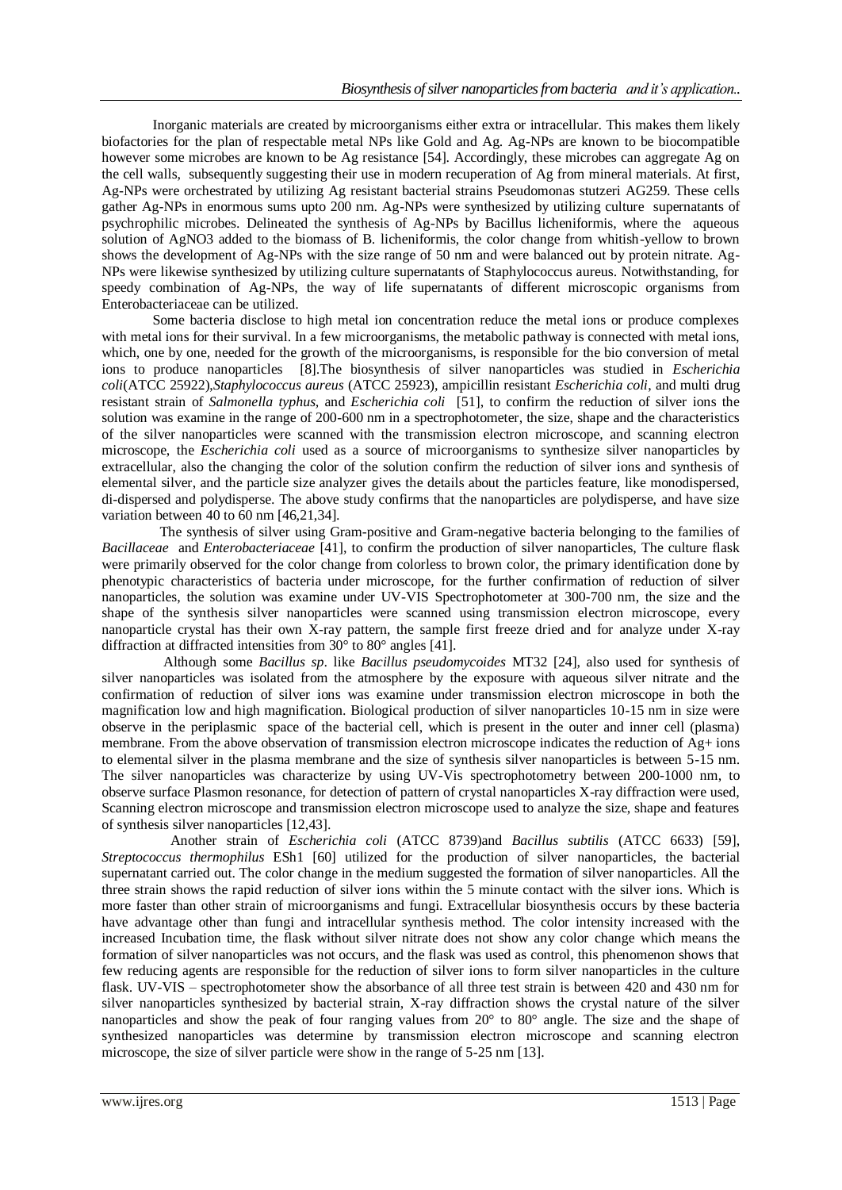Inorganic materials are created by microorganisms either extra or intracellular. This makes them likely biofactories for the plan of respectable metal NPs like Gold and Ag. Ag-NPs are known to be biocompatible however some microbes are known to be Ag resistance [54]. Accordingly, these microbes can aggregate Ag on the cell walls, subsequently suggesting their use in modern recuperation of Ag from mineral materials. At first, Ag-NPs were orchestrated by utilizing Ag resistant bacterial strains Pseudomonas stutzeri AG259. These cells gather Ag-NPs in enormous sums upto 200 nm. Ag-NPs were synthesized by utilizing culture supernatants of psychrophilic microbes. Delineated the synthesis of Ag-NPs by Bacillus licheniformis, where the aqueous solution of $AgNO_3$ added to the biomass of B. licheniformis, the color change from whitish-yellow to brown shows the development of Ag-NPs with the size range of 50 nm and were balanced out by protein nitrate. Ag-NPs were likewise synthesized by utilizing culture supernatants of Staphylococcus aureus. Notwithstanding, for speedy combination of Ag-NPs, the way of life supernatants of different microscopic organisms from Enterobacteriaceae can be utilized.

Some bacteria disclose to high metal ion concentration reduce the metal ions or produce complexes with metal ions for their survival. In a few microorganisms, the metabolic pathway is connected with metal ions, which, one by one, needed for the growth of the microorganisms, is responsible for the bio conversion of metal ions to produce nanoparticles [8].The biosynthesis of silver nanoparticles was studied in *Escherichia coli*(ATCC 25922),*Staphylococcus aureus* (ATCC 25923), ampicillin resistant *Escherichia coli*, and multi drug resistant strain of *Salmonella typhus*, and *Escherichia coli* [51], to confirm the reduction of silver ions the solution was examine in the range of 200-600 nm in a spectrophotometer, the size, shape and the characteristics of the silver nanoparticles were scanned with the transmission electron microscope, and scanning electron microscope, the *Escherichia coli* used as a source of microorganisms to synthesize silver nanoparticles by extracellular, also the changing the color of the solution confirm the reduction of silver ions and synthesis of elemental silver, and the particle size analyzer gives the details about the particles feature, like monodispersed, di-dispersed and polydisperse. The above study confirms that the nanoparticles are polydisperse, and have size variation between 40 to 60 nm [46,21,34].

The synthesis of silver using Gram-positive and Gram-negative bacteria belonging to the families of *Bacillaceae* and *Enterobacteriaceae* [41], to confirm the production of silver nanoparticles, The culture flask were primarily observed for the color change from colorless to brown color, the primary identification done by phenotypic characteristics of bacteria under microscope, for the further confirmation of reduction of silver nanoparticles, the solution was examine under UV-VIS Spectrophotometer at 300-700 nm, the size and the shape of the synthesis silver nanoparticles were scanned using transmission electron microscope, every nanoparticle crystal has their own X-ray pattern, the sample first freeze dried and for analyze under X-ray diffraction at diffracted intensities from 30° to 80° angles [41].

Although some *Bacillus sp*. like *Bacillus pseudomycoides* MT32 [24], also used for synthesis of silver nanoparticles was isolated from the atmosphere by the exposure with aqueous silver nitrate and the confirmation of reduction of silver ions was examine under transmission electron microscope in both the magnification low and high magnification. Biological production of silver nanoparticles 10-15 nm in size were observe in the periplasmic space of the bacterial cell, which is present in the outer and inner cell (plasma) membrane. From the above observation of transmission electron microscope indicates the reduction of $Ag^+$ ions to elemental silver in the plasma membrane and the size of synthesis silver nanoparticles is between 5-15 nm. The silver nanoparticles was characterize by using UV-Vis spectrophotometry between 200-1000 nm, to observe surface Plasmon resonance, for detection of pattern of crystal nanoparticles X-ray diffraction were used, Scanning electron microscope and transmission electron microscope used to analyze the size, shape and features of synthesis silver nanoparticles [12,43].

Another strain of *Escherichia coli* (ATCC 8739)and *Bacillus subtilis* (ATCC 6633) [59], *Streptococcus thermophilus* ESh1 [60] utilized for the production of silver nanoparticles, the bacterial supernatant carried out. The color change in the medium suggested the formation of silver nanoparticles. All the three strain shows the rapid reduction of silver ions within the 5 minute contact with the silver ions. Which is more faster than other strain of microorganisms and fungi. Extracellular biosynthesis occurs by these bacteria have advantage other than fungi and intracellular synthesis method. The color intensity increased with the increased Incubation time, the flask without silver nitrate does not show any color change which means the formation of silver nanoparticles was not occurs, and the flask was used as control, this phenomenon shows that few reducing agents are responsible for the reduction of silver ions to form silver nanoparticles in the culture flask. UV-VIS – spectrophotometer show the absorbance of all three test strain is between 420 and 430 nm for silver nanoparticles synthesized by bacterial strain, X-ray diffraction shows the crystal nature of the silver nanoparticles and show the peak of four ranging values from 20° to 80° angle. The size and the shape of synthesized nanoparticles was determine by transmission electron microscope and scanning electron microscope, the size of silver particle were show in the range of 5-25 nm [13].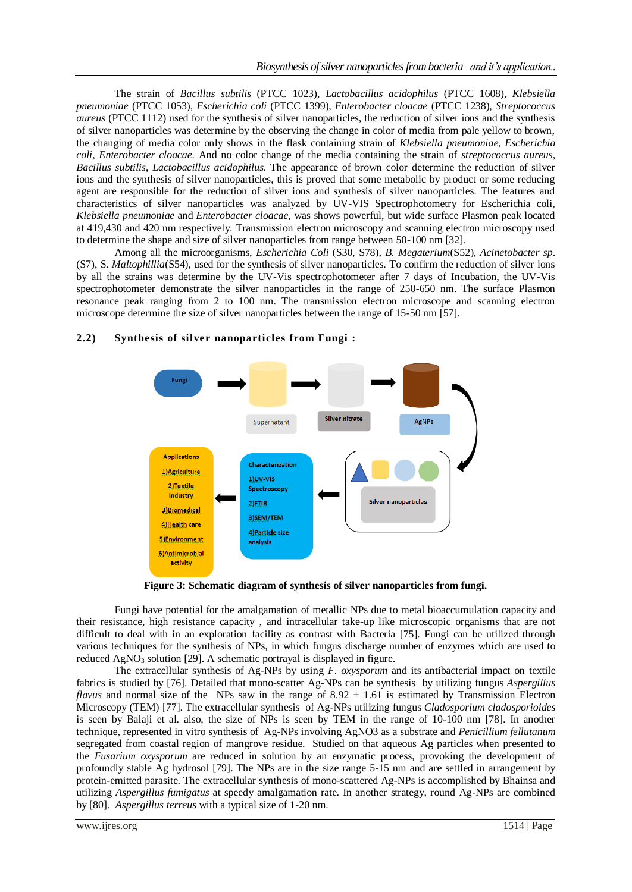The strain of *Bacillus subtilis* (PTCC 1023), *Lactobacillus acidophilus* (PTCC 1608), *Klebsiella pneumoniae* (PTCC 1053), *Escherichia coli* (PTCC 1399), *Enterobacter cloacae* (PTCC 1238), *Streptococcus aureus* (PTCC 1112) used for the synthesis of silver nanoparticles, the reduction of silver ions and the synthesis of silver nanoparticles was determine by the observing the change in color of media from pale yellow to brown, the changing of media color only shows in the flask containing strain of *Klebsiella pneumoniae, Escherichia coli, Enterobacter cloacae*. And no color change of the media containing the strain of *streptococcus aureus, Bacillus subtilis, Lactobacillus acidophilus.* The appearance of brown color determine the reduction of silver ions and the synthesis of silver nanoparticles, this is proved that some metabolic by product or some reducing agent are responsible for the reduction of silver ions and synthesis of silver nanoparticles. The features and characteristics of silver nanoparticles was analyzed by UV-VIS Spectrophotometry for Escherichia coli, *Klebsiella pneumoniae* and *Enterobacter cloacae*, was shows powerful, but wide surface Plasmon peak located at 419,430 and 420 nm respectively. Transmission electron microscopy and scanning electron microscopy used to determine the shape and size of silver nanoparticles from range between 50-100 nm [32].

Among all the microorganisms, *Escherichia Coli* (S30, S78), *B. Megaterium*(S52), *Acinetobacter sp*. (S7), S. *Maltophillia*(S54), used for the synthesis of silver nanoparticles. To confirm the reduction of silver ions by all the strains was determine by the UV-Vis spectrophotometer after 7 days of Incubation, the UV-Vis spectrophotometer demonstrate the silver nanoparticles in the range of 250-650 nm. The surface Plasmon resonance peak ranging from 2 to 100 nm. The transmission electron microscope and scanning electron microscope determine the size of silver nanoparticles between the range of 15-50 nm [57].

## 2.2) Synthesis of silver nanoparticles from Fungi :

**Figure 3: Schematic diagram of synthesis of silver nanoparticles from fungi.**

Fungi have potential for the amalgamation of metallic NPs due to metal bioaccumulation capacity and their resistance, high resistance capacity , and intracellular take-up like microscopic organisms that are not difficult to deal with in an exploration facility as contrast with Bacteria [75]. Fungi can be utilized through various techniques for the synthesis of NPs, in which fungus discharge number of enzymes which are used to reduced $AgNO_3$ solution [29]. A schematic portrayal is displayed in figure.

The extracellular synthesis of Ag-NPs by using *F. oxysporum* and its antibacterial impact on textile fabrics is studied by [76]. Detailed that mono-scatter Ag-NPs can be synthesis by utilizing fungus *Aspergillus flavus* and normal size of the NPs saw in the range of 8.92 ± 1.61 is estimated by Transmission Electron Microscopy (TEM) [77]. The extracellular synthesis of Ag-NPs utilizing fungus *Cladosporium cladosporioides* is seen by Balaji et al. also, the size of NPs is seen by TEM in the range of 10-100 nm [78]. In another technique, represented in vitro synthesis of Ag-NPs involving AgNO3 as a substrate and *Penicillium fellutanum* segregated from coastal region of mangrove residue. Studied on that aqueous Ag particles when presented to the *Fusarium oxysporum* are reduced in solution by an enzymatic process, provoking the development of profoundly stable Ag hydrosol [79]. The NPs are in the size range 5-15 nm and are settled in arrangement by protein-emitted parasite. The extracellular synthesis of mono-scattered Ag-NPs is accomplished by Bhainsa and utilizing *Aspergillus fumigatus* at speedy amalgamation rate. In another strategy, round Ag-NPs are combined by [80]. *Aspergillus terreus* with a typical size of 1-20 nm.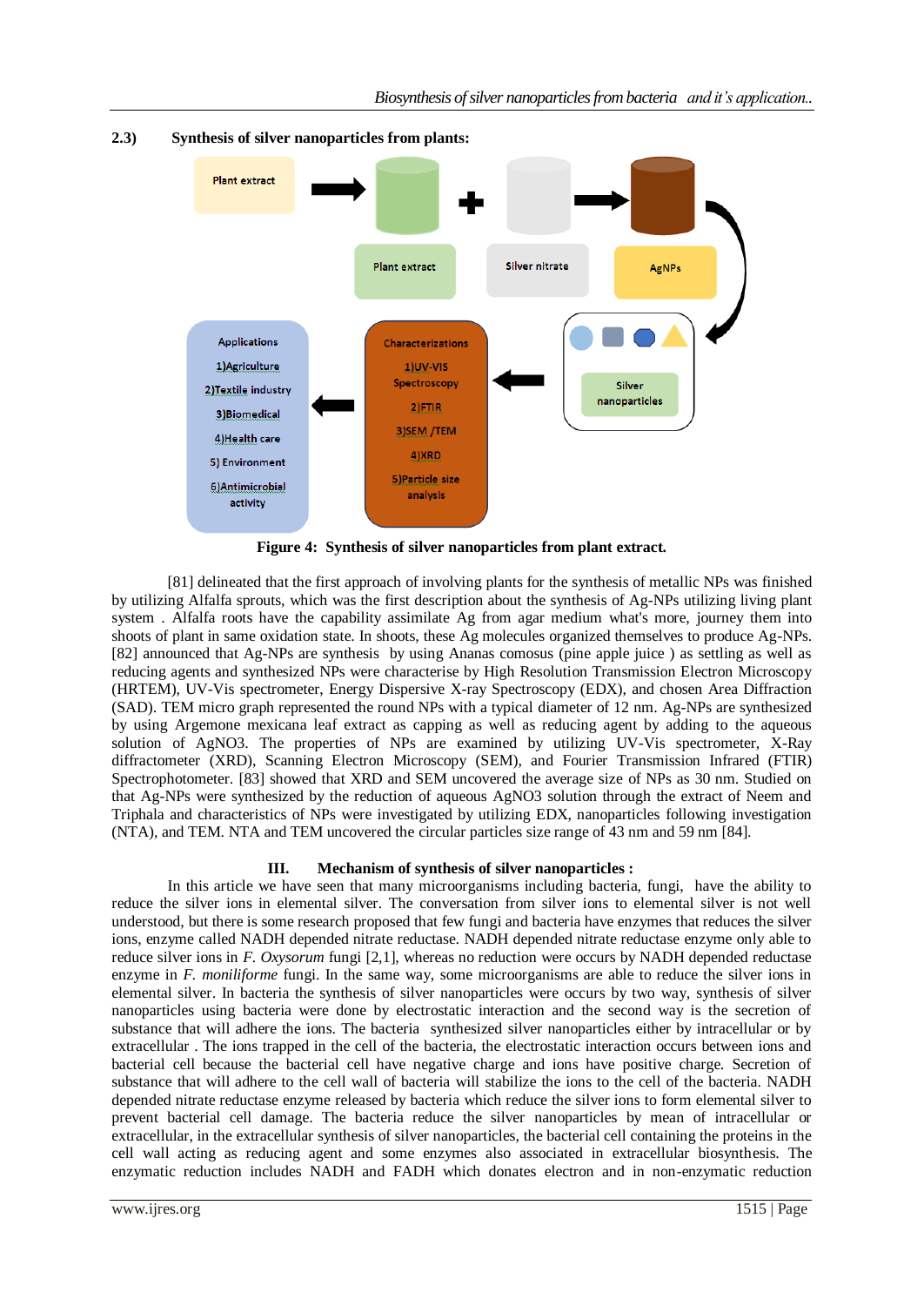### 2.3) Synthesis of silver nanoparticles from plants:

Plant extract → Plant extract + Silver nitrate → AgNPs

Silver nanoparticles

Characterizations
1)UV-VIS Spectroscopy
2)FTIR
3)SEM /TEM
4)XRD
5)Particle size analysis

Applications
1)Agriculture
2)Textile industry
3)Biomedical
4)Health care
5) Environment
6)Antimicrobial activity

**Figure 4: Synthesis of silver nanoparticles from plant extract.**

[81] delineated that the first approach of involving plants for the synthesis of metallic NPs was finished by utilizing Alfalfa sprouts, which was the first description about the synthesis of Ag-NPs utilizing living plant system . Alfalfa roots have the capability assimilate Ag from agar medium what's more, journey them into shoots of plant in same oxidation state. In shoots, these Ag molecules organized themselves to produce Ag-NPs. [82] announced that Ag-NPs are synthesis by using Ananas comosus (pine apple juice ) as settling as well as reducing agents and synthesized NPs were characterise by High Resolution Transmission Electron Microscopy (HRTEM), UV-Vis spectrometer, Energy Dispersive X-ray Spectroscopy (EDX), and chosen Area Diffraction (SAD). TEM micro graph represented the round NPs with a typical diameter of 12 nm. Ag-NPs are synthesized by using Argemone mexicana leaf extract as capping as well as reducing agent by adding to the aqueous solution of $AgNO_3$. The properties of NPs are examined by utilizing UV-Vis spectrometer, X-Ray diffractometer (XRD), Scanning Electron Microscopy (SEM), and Fourier Transmission Infrared (FTIR) Spectrophotometer. [83] showed that XRD and SEM uncovered the average size of NPs as 30 nm. Studied on that Ag-NPs were synthesized by the reduction of aqueous $AgNO_3$ solution through the extract of Neem and Triphala and characteristics of NPs were investigated by utilizing EDX, nanoparticles following investigation (NTA), and TEM. NTA and TEM uncovered the circular particles size range of 43 nm and 59 nm [84].

## III. Mechanism of synthesis of silver nanoparticles :

In this article we have seen that many microorganisms including bacteria, fungi, have the ability to reduce the silver ions in elemental silver. The conversation from silver ions to elemental silver is not well understood, but there is some research proposed that few fungi and bacteria have enzymes that reduces the silver ions, enzyme called NADH depended nitrate reductase. NADH depended nitrate reductase enzyme only able to reduce silver ions in *F. Oxysorum* fungi [2,1], whereas no reduction were occurs by NADH depended reductase enzyme in *F. moniliforme* fungi. In the same way, some microorganisms are able to reduce the silver ions in elemental silver. In bacteria the synthesis of silver nanoparticles were occurs by two way, synthesis of silver nanoparticles using bacteria were done by electrostatic interaction and the second way is the secretion of substance that will adhere the ions. The bacteria synthesized silver nanoparticles either by intracellular or by extracellular . The ions trapped in the cell of the bacteria, the electrostatic interaction occurs between ions and bacterial cell because the bacterial cell have negative charge and ions have positive charge. Secretion of substance that will adhere to the cell wall of bacteria will stabilize the ions to the cell of the bacteria. NADH depended nitrate reductase enzyme released by bacteria which reduce the silver ions to form elemental silver to prevent bacterial cell damage. The bacteria reduce the silver nanoparticles by mean of intracellular or extracellular, in the extracellular synthesis of silver nanoparticles, the bacterial cell containing the proteins in the cell wall acting as reducing agent and some enzymes also associated in extracellular biosynthesis. The enzymatic reduction includes NADH and FADH which donates electron and in non-enzymatic reduction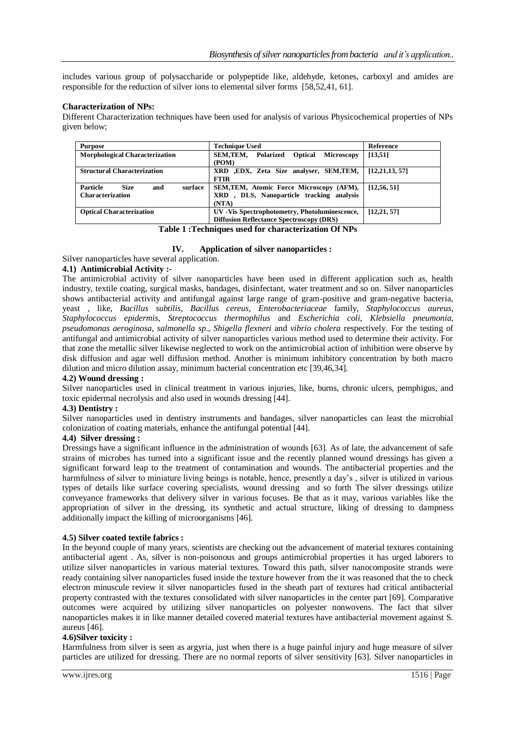includes various group of polysaccharide or polypeptide like, aldehyde, ketones, carboxyl and amides are responsible for the reduction of silver ions to elemental silver forms [58,52,41, 61].

**Characterization of NPs:**

Different Characterization techniques have been used for analysis of various Physicochemical properties of NPs given below;

| Purpose | Technique Used | Reference |
|---|---|---|
| **Morphological Characterization** | **SEM,TEM, Polarized Optical Microscopy (POM)** | **[13,51]** |
| **Structural Characterization** | **XRD ,EDX, Zeta Size analyser, SEM,TEM, FTIR** | **[12,21,13, 57]** |
| **Particle Size and surface Characterization** | **SEM,TEM, Atomic Force Microscopy (AFM), XRD , DLS, Nanoparticle tracking analysis (NTA)** | **[12,56, 51]** |
| **Optical Characterization** | **UV -Vis Spectrophotometry, Photoluminescence, Diffusion Reflectance Spectroscopy (DRS)** | **[12,21, 57]** |

**Table 1 :Techniques used for characterization Of NPs**

## IV. Application of silver nanoparticles :

Silver nanoparticles have several application.

### 4.1) Antimicrobial Activity :-

The antimicrobial activity of silver nanoparticles have been used in different application such as, health industry, textile coating, surgical masks, bandages, disinfectant, water treatment and so on. Silver nanoparticles shows antibacterial activity and antifungal against large range of gram-positive and gram-negative bacteria, yeast , like, *Bacillus subtilis*, *Bacillus cereus*, *Enterobacteriaceae* family, *Staphylococcus aureus*, *Staphylococcus epidermis*, *Streptococcus thermophilus* and *Escherichia coli*, *Klebsiella pneumonia*, *pseudomonas aeroginosa*, *salmonella sp*., *Shigella flexneri* and *vibrio cholera* respectively. For the testing of antifungal and antimicrobial activity of silver nanoparticles various method used to determine their activity. For that zone the metallic silver likewise neglected to work on the antimicrobial action of inhibition were observe by disk diffusion and agar well diffusion method. Another is minimum inhibitory concentration by both macro dilution and micro dilution assay, minimum bacterial concentration etc [39,46,34].

### 4.2) Wound dressing :

Silver nanoparticles used in clinical treatment in various injuries, like, burns, chronic ulcers, pemphigus, and toxic epidermal necrolysis and also used in wounds dressing [44].

### 4.3) Dentistry :

Silver nanoparticles used in dentistry instruments and bandages, silver nanoparticles can least the microbial colonization of coating materials, enhance the antifungal potential [44].

### 4.4) Silver dressing :

Dressings have a significant influence in the administration of wounds [63]. As of late, the advancement of safe strains of microbes has turned into a significant issue and the recently planned wound dressings has given a significant forward leap to the treatment of contamination and wounds. The antibacterial properties and the harmfulness of silver to miniature living beings is notable, hence, presently a day's , silver is utilized in various types of details like surface covering specialists, wound dressing and so forth The silver dressings utilize conveyance frameworks that delivery silver in various focuses. Be that as it may, various variables like the appropriation of silver in the dressing, its synthetic and actual structure, liking of dressing to dampness additionally impact the killing of microorganisms [46].

### 4.5) Silver coated textile fabrics :

In the beyond couple of many years, scientists are checking out the advancement of material textures containing antibacterial agent . As, silver is non-poisonous and groups antimicrobial properties it has urged laborers to utilize silver nanoparticles in various material textures. Toward this path, silver nanocomposite strands were ready containing silver nanoparticles fused inside the texture however from the it was reasoned that the to check electron minuscule review it silver nanoparticles fused in the sheath part of textures had critical antibacterial property contrasted with the textures consolidated with silver nanoparticles in the center part [69]. Comparative outcomes were acquired by utilizing silver nanoparticles on polyester nonwovens. The fact that silver nanoparticles makes it in like manner detailed covered material textures have antibacterial movement against S. aureus [46].

### 4.6)Silver toxicity :

Harmfulness from silver is seen as argyria, just when there is a huge painful injury and huge measure of silver particles are utilized for dressing. There are no normal reports of silver sensitivity [63]. Silver nanoparticles in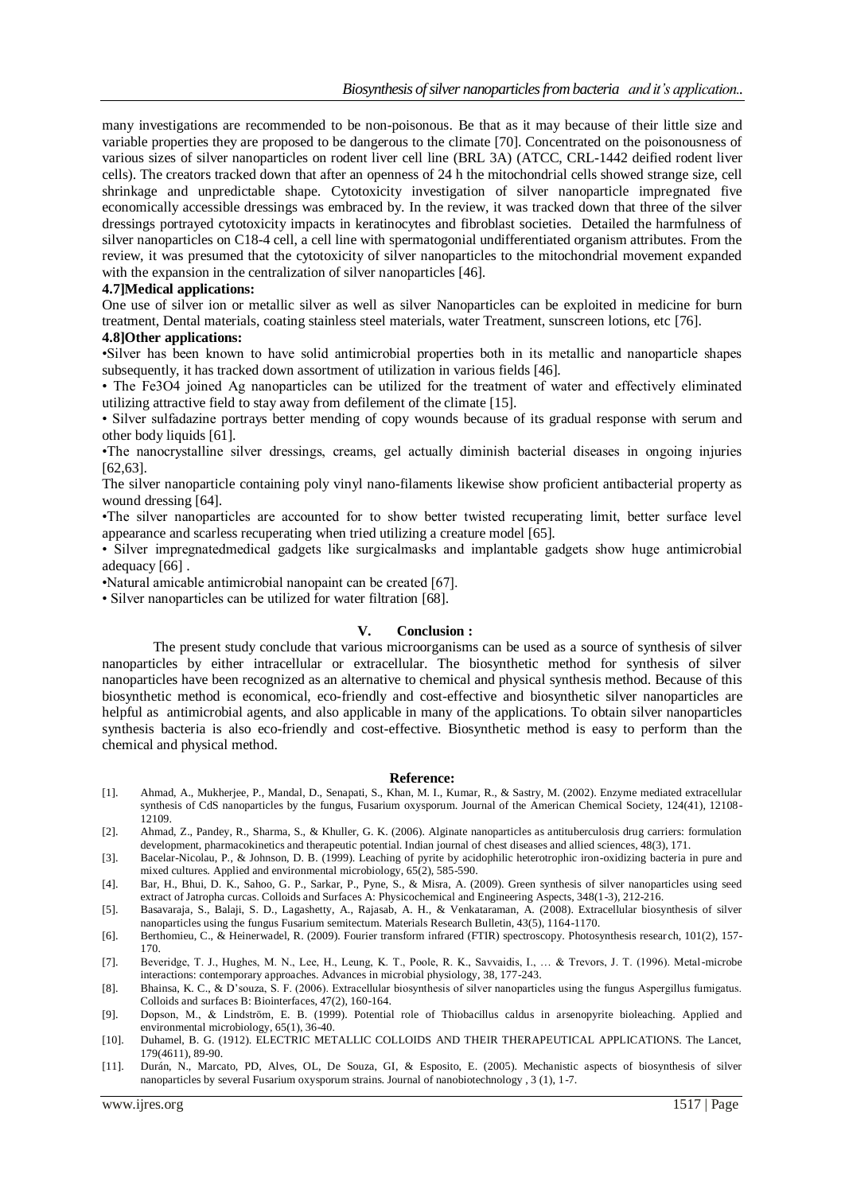many investigations are recommended to be non-poisonous. Be that as it may because of their little size and variable properties they are proposed to be dangerous to the climate [70]. Concentrated on the poisonousness of various sizes of silver nanoparticles on rodent liver cell line (BRL 3A) (ATCC, CRL-1442 deified rodent liver cells). The creators tracked down that after an openness of 24 h the mitochondrial cells showed strange size, cell shrinkage and unpredictable shape. Cytotoxicity investigation of silver nanoparticle impregnated five economically accessible dressings was embraced by. In the review, it was tracked down that three of the silver dressings portrayed cytotoxicity impacts in keratinocytes and fibroblast societies. Detailed the harmfulness of silver nanoparticles on C18-4 cell, a cell line with spermatogonial undifferentiated organism attributes. From the review, it was presumed that the cytotoxicity of silver nanoparticles to the mitochondrial movement expanded with the expansion in the centralization of silver nanoparticles [46].

**4.7]Medical applications:**

One use of silver ion or metallic silver as well as silver Nanoparticles can be exploited in medicine for burn treatment, Dental materials, coating stainless steel materials, water Treatment, sunscreen lotions, etc [76].

**4.8]Other applications:**

•Silver has been known to have solid antimicrobial properties both in its metallic and nanoparticle shapes subsequently, it has tracked down assortment of utilization in various fields [46].

• The $Fe_3O_4$ joined Ag nanoparticles can be utilized for the treatment of water and effectively eliminated utilizing attractive field to stay away from defilement of the climate [15].

• Silver sulfadazine portrays better mending of copy wounds because of its gradual response with serum and other body liquids [61].

•The nanocrystalline silver dressings, creams, gel actually diminish bacterial diseases in ongoing injuries [62,63].

The silver nanoparticle containing poly vinyl nano-filaments likewise show proficient antibacterial property as wound dressing [64].

•The silver nanoparticles are accounted for to show better twisted recuperating limit, better surface level appearance and scarless recuperating when tried utilizing a creature model [65].

• Silver impregnatedmedical gadgets like surgicalmasks and implantable gadgets show huge antimicrobial adequacy [66] .

•Natural amicable antimicrobial nanopaint can be created [67].

• Silver nanoparticles can be utilized for water filtration [68].

## V. Conclusion :

The present study conclude that various microorganisms can be used as a source of synthesis of silver nanoparticles by either intracellular or extracellular. The biosynthetic method for synthesis of silver nanoparticles have been recognized as an alternative to chemical and physical synthesis method. Because of this biosynthetic method is economical, eco-friendly and cost-effective and biosynthetic silver nanoparticles are helpful as antimicrobial agents, and also applicable in many of the applications. To obtain silver nanoparticles synthesis bacteria is also eco-friendly and cost-effective. Biosynthetic method is easy to perform than the chemical and physical method.

## Reference:

[1]. Ahmad, A., Mukherjee, P., Mandal, D., Senapati, S., Khan, M. I., Kumar, R., & Sastry, M. (2002). Enzyme mediated extracellular synthesis of CdS nanoparticles by the fungus, Fusarium oxysporum. Journal of the American Chemical Society, 124(41), 12108-12109.

[2]. Ahmad, Z., Pandey, R., Sharma, S., & Khuller, G. K. (2006). Alginate nanoparticles as antituberculosis drug carriers: formulation development, pharmacokinetics and therapeutic potential. Indian journal of chest diseases and allied sciences, 48(3), 171.

[3]. Bacelar-Nicolau, P., & Johnson, D. B. (1999). Leaching of pyrite by acidophilic heterotrophic iron-oxidizing bacteria in pure and mixed cultures. Applied and environmental microbiology, 65(2), 585-590.

[4]. Bar, H., Bhui, D. K., Sahoo, G. P., Sarkar, P., Pyne, S., & Misra, A. (2009). Green synthesis of silver nanoparticles using seed extract of Jatropha curcas. Colloids and Surfaces A: Physicochemical and Engineering Aspects, 348(1-3), 212-216.

[5]. Basavaraja, S., Balaji, S. D., Lagashetty, A., Rajasab, A. H., & Venkataraman, A. (2008). Extracellular biosynthesis of silver nanoparticles using the fungus Fusarium semitectum. Materials Research Bulletin, 43(5), 1164-1170.

[6]. Berthomieu, C., & Heinerwadel, R. (2009). Fourier transform infrared (FTIR) spectroscopy. Photosynthesis research, 101(2), 157-170.

[7]. Beveridge, T. J., Hughes, M. N., Lee, H., Leung, K. T., Poole, R. K., Savvaidis, I., … & Trevors, J. T. (1996). Metal-microbe interactions: contemporary approaches. Advances in microbial physiology, 38, 177-243.

[8]. Bhainsa, K. C., & D'souza, S. F. (2006). Extracellular biosynthesis of silver nanoparticles using the fungus Aspergillus fumigatus. Colloids and surfaces B: Biointerfaces, 47(2), 160-164.

[9]. Dopson, M., & Lindström, E. B. (1999). Potential role of Thiobacillus caldus in arsenopyrite bioleaching. Applied and environmental microbiology, 65(1), 36-40.

[10]. Duhamel, B. G. (1912). ELECTRIC METALLIC COLLOIDS AND THEIR THERAPEUTICAL APPLICATIONS. The Lancet, 179(4611), 89-90.

[11]. Durán, N., Marcato, PD, Alves, OL, De Souza, GI, & Esposito, E. (2005). Mechanistic aspects of biosynthesis of silver nanoparticles by several Fusarium oxysporum strains. Journal of nanobiotechnology , 3 (1), 1-7.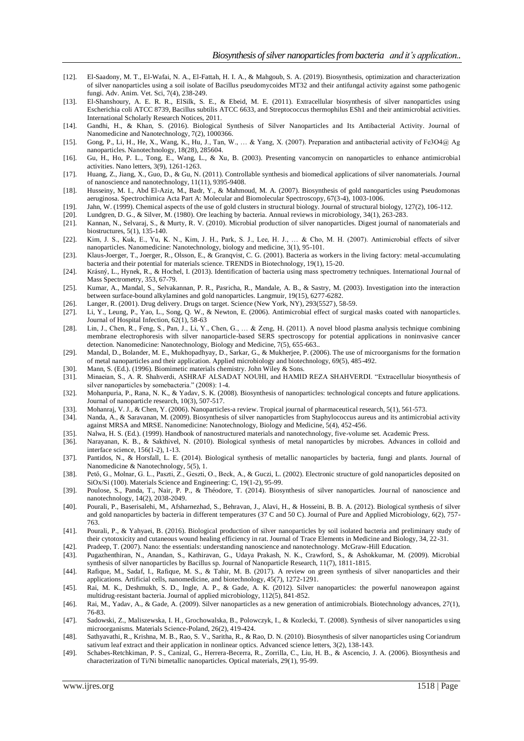[12]. El-Saadony, M. T., El-Wafai, N. A., El-Fattah, H. I. A., & Mahgoub, S. A. (2019). Biosynthesis, optimization and characterization of silver nanoparticles using a soil isolate of Bacillus pseudomycoides MT32 and their antifungal activity against some pathogenic fungi. Adv. Anim. Vet. Sci, 7(4), 238-249.

[13]. El-Shanshoury, A. E. R. R., ElSilk, S. E., & Ebeid, M. E. (2011). Extracellular biosynthesis of silver nanoparticles using Escherichia coli ATCC 8739, Bacillus subtilis ATCC 6633, and Streptococcus thermophilus ESh1 and their antimicrobial activities. International Scholarly Research Notices, 2011.

[14]. Gandhi, H., & Khan, S. (2016). Biological Synthesis of Silver Nanoparticles and Its Antibacterial Activity. Journal of Nanomedicine and Nanotechnology, 7(2), 1000366.

[15]. Gong, P., Li, H., He, X., Wang, K., Hu, J., Tan, W., … & Yang, X. (2007). Preparation and antibacterial activity of Fe3O4@ Ag nanoparticles. Nanotechnology, 18(28), 285604.

[16]. Gu, H., Ho, P. L., Tong, E., Wang, L., & Xu, B. (2003). Presenting vancomycin on nanoparticles to enhance antimicrobial activities. Nano letters, 3(9), 1261-1263.

[17]. Huang, Z., Jiang, X., Guo, D., & Gu, N. (2011). Controllable synthesis and biomedical applications of silver nanomaterials. Journal of nanoscience and nanotechnology, 11(11), 9395-9408.

[18]. Husseiny, M. I., Abd El-Aziz, M., Badr, Y., & Mahmoud, M. A. (2007). Biosynthesis of gold nanoparticles using Pseudomonas aeruginosa. Spectrochimica Acta Part A: Molecular and Biomolecular Spectroscopy, 67(3-4), 1003-1006.

[19]. Jahn, W. (1999). Chemical aspects of the use of gold clusters in structural biology. Journal of structural biology, 127(2), 106-112.

[20]. Lundgren, D. G., & Silver, M. (1980). Ore leaching by bacteria. Annual reviews in microbiology, 34(1), 263-283.

[21]. Kannan, N., Selvaraj, S., & Murty, R. V. (2010). Microbial production of silver nanoparticles. Digest journal of nanomaterials and biostructures, 5(1), 135-140.

[22]. Kim, J. S., Kuk, E., Yu, K. N., Kim, J. H., Park, S. J., Lee, H. J., … & Cho, M. H. (2007). Antimicrobial effects of silver nanoparticles. Nanomedicine: Nanotechnology, biology and medicine, 3(1), 95-101.

[23]. Klaus-Joerger, T., Joerger, R., Olsson, E., & Granqvist, C. G. (2001). Bacteria as workers in the living factory: metal-accumulating bacteria and their potential for materials science. TRENDS in Biotechnology, 19(1), 15-20.

[24]. Krásný, L., Hynek, R., & Hochel, I. (2013). Identification of bacteria using mass spectrometry techniques. International Journal of Mass Spectrometry, 353, 67-79.

[25]. Kumar, A., Mandal, S., Selvakannan, P. R., Pasricha, R., Mandale, A. B., & Sastry, M. (2003). Investigation into the interaction between surface-bound alkylamines and gold nanoparticles. Langmuir, 19(15), 6277-6282.

[26]. Langer, R. (2001). Drug delivery. Drugs on target. Science (New York, NY), 293(5527), 58-59.

[27]. Li, Y., Leung, P., Yao, L., Song, Q. W., & Newton, E. (2006). Antimicrobial effect of surgical masks coated with nanoparticles. Journal of Hospital Infection, 62(1), 58-63

[28]. Lin, J., Chen, R., Feng, S., Pan, J., Li, Y., Chen, G., … & Zeng, H. (2011). A novel blood plasma analysis technique combining membrane electrophoresis with silver nanoparticle-based SERS spectroscopy for potential applications in noninvasive cancer detection. Nanomedicine: Nanotechnology, Biology and Medicine, 7(5), 655-663..

[29]. Mandal, D., Bolander, M. E., Mukhopadhyay, D., Sarkar, G., & Mukherjee, P. (2006). The use of microorganisms for the formation of metal nanoparticles and their application. Applied microbiology and biotechnology, 69(5), 485-492.

[30]. Mann, S. (Ed.). (1996). Biomimetic materials chemistry. John Wiley & Sons.

[31]. Minaeian, S., A. R. Shahverdi, ASHRAF ALSADAT NOUHI, and HAMID REZA SHAHVERDI. "Extracellular biosynthesis of silver nanoparticles by somebacteria." (2008): 1-4.

[32]. Mohanpuria, P., Rana, N. K., & Yadav, S. K. (2008). Biosynthesis of nanoparticles: technological concepts and future applications. Journal of nanoparticle research, 10(3), 507-517.

[33]. Mohanraj, V. J., & Chen, Y. (2006). Nanoparticles-a review. Tropical journal of pharmaceutical research, 5(1), 561-573.

[34]. Nanda, A., & Saravanan, M. (2009). Biosynthesis of silver nanoparticles from Staphylococcus aureus and its antimicrobial activity against MRSA and MRSE. Nanomedicine: Nanotechnology, Biology and Medicine, 5(4), 452-456.

[35]. Nalwa, H. S. (Ed.). (1999). Handbook of nanostructured materials and nanotechnology, five-volume set. Academic Press.

[36]. Narayanan, K. B., & Sakthivel, N. (2010). Biological synthesis of metal nanoparticles by microbes. Advances in colloid and interface science, 156(1-2), 1-13.

[37]. Pantidos, N., & Horsfall, L. E. (2014). Biological synthesis of metallic nanoparticles by bacteria, fungi and plants. Journal of Nanomedicine & Nanotechnology, 5(5), 1.

[38]. Pető, G., Molnar, G. L., Paszti, Z., Geszti, O., Beck, A., & Guczi, L. (2002). Electronic structure of gold nanoparticles deposited on SiOx/Si (100). Materials Science and Engineering: C, 19(1-2), 95-99.

[39]. Poulose, S., Panda, T., Nair, P. P., & Théodore, T. (2014). Biosynthesis of silver nanoparticles. Journal of nanoscience and nanotechnology, 14(2), 2038-2049.

[40]. Pourali, P., Baserisalehi, M., Afsharnezhad, S., Behravan, J., Alavi, H., & Hosseini, B. B. A. (2012). Biological synthesis of silver and gold nanoparticles by bacteria in different temperatures (37 C and 50 C). Journal of Pure and Applied Microbiology, 6(2), 757-763.

[41]. Pourali, P., & Yahyaei, B. (2016). Biological production of silver nanoparticles by soil isolated bacteria and preliminary study of their cytotoxicity and cutaneous wound healing efficiency in rat. Journal of Trace Elements in Medicine and Biology, 34, 22-31.

[42]. Pradeep, T. (2007). Nano: the essentials: understanding nanoscience and nanotechnology. McGraw-Hill Education.

[43]. Pugazhenthiran, N., Anandan, S., Kathiravan, G., Udaya Prakash, N. K., Crawford, S., & Ashokkumar, M. (2009). Microbial synthesis of silver nanoparticles by Bacillus sp. Journal of Nanoparticle Research, 11(7), 1811-1815.

[44]. Rafique, M., Sadaf, I., Rafique, M. S., & Tahir, M. B. (2017). A review on green synthesis of silver nanoparticles and their applications. Artificial cells, nanomedicine, and biotechnology, 45(7), 1272-1291.

[45]. Rai, M. K., Deshmukh, S. D., Ingle, A. P., & Gade, A. K. (2012). Silver nanoparticles: the powerful nanoweapon against multidrug-resistant bacteria. Journal of applied microbiology, 112(5), 841-852.

[46]. Rai, M., Yadav, A., & Gade, A. (2009). Silver nanoparticles as a new generation of antimicrobials. Biotechnology advances, 27(1), 76-83.

[47]. Sadowski, Z., Maliszewska, I. H., Grochowalska, B., Polowczyk, I., & Kozlecki, T. (2008). Synthesis of silver nanoparticles using microorganisms. Materials Science-Poland, 26(2), 419-424.

[48]. Sathyavathi, R., Krishna, M. B., Rao, S. V., Saritha, R., & Rao, D. N. (2010). Biosynthesis of silver nanoparticles using Coriandrum sativum leaf extract and their application in nonlinear optics. Advanced science letters, 3(2), 138-143.

[49]. Schabes-Retchkiman, P. S., Canizal, G., Herrera-Becerra, R., Zorrilla, C., Liu, H. B., & Ascencio, J. A. (2006). Biosynthesis and characterization of Ti/Ni bimetallic nanoparticles. Optical materials, 29(1), 95-99.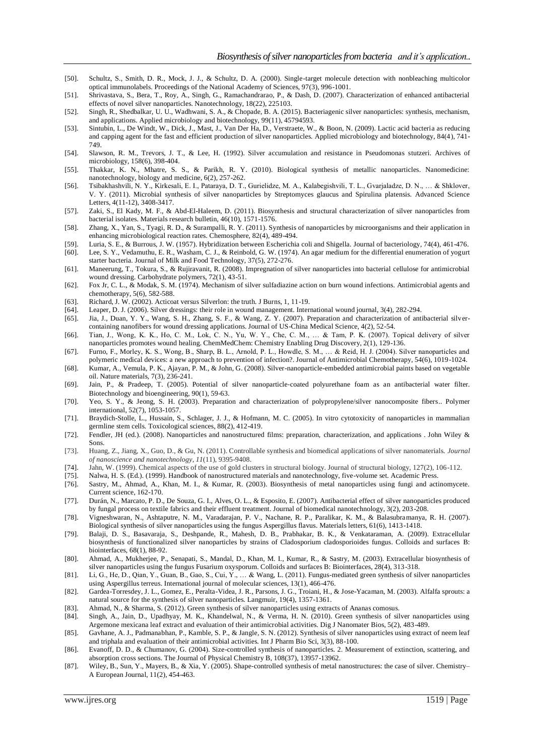[50]. Schultz, S., Smith, D. R., Mock, J. J., & Schultz, D. A. (2000). Single-target molecule detection with nonbleaching multicolor optical immunolabels. Proceedings of the National Academy of Sciences, 97(3), 996-1001.

[51]. Shrivastava, S., Bera, T., Roy, A., Singh, G., Ramachandrarao, P., & Dash, D. (2007). Characterization of enhanced antibacterial effects of novel silver nanoparticles. Nanotechnology, 18(22), 225103.

[52]. Singh, R., Shedbalkar, U. U., Wadhwani, S. A., & Chopade, B. A. (2015). Bacteriagenic silver nanoparticles: synthesis, mechanism, and applications. Applied microbiology and biotechnology, 99(11), 45794593.

[53]. Sintubin, L., De Windt, W., Dick, J., Mast, J., Van Der Ha, D., Verstraete, W., & Boon, N. (2009). Lactic acid bacteria as reducing and capping agent for the fast and efficient production of silver nanoparticles. Applied microbiology and biotechnology, 84(4), 741-749.

[54]. Slawson, R. M., Trevors, J. T., & Lee, H. (1992). Silver accumulation and resistance in Pseudomonas stutzeri. Archives of microbiology, 158(6), 398-404.

[55]. Thakkar, K. N., Mhatre, S. S., & Parikh, R. Y. (2010). Biological synthesis of metallic nanoparticles. Nanomedicine: nanotechnology, biology and medicine, 6(2), 257-262.

[56]. Tsibakhashvili, N. Y., Kirkesali, E. I., Pataraya, D. T., Gurielidze, M. A., Kalabegishvili, T. L., Gvarjaladze, D. N., … & Shklover, V. Y. (2011). Microbial synthesis of silver nanoparticles by Streptomyces glaucus and Spirulina platensis. Advanced Science Letters, 4(11-12), 3408-3417.

[57]. Zaki, S., El Kady, M. F., & Abd-El-Haleem, D. (2011). Biosynthesis and structural characterization of silver nanoparticles from bacterial isolates. Materials research bulletin, 46(10), 1571-1576.

[58]. Zhang, X., Yan, S., Tyagi, R. D., & Surampalli, R. Y. (2011). Synthesis of nanoparticles by microorganisms and their application in enhancing microbiological reaction rates. Chemosphere, 82(4), 489-494.

[59]. Luria, S. E., & Burrous, J. W. (1957). Hybridization between Escherichia coli and Shigella. Journal of bacteriology, 74(4), 461-476.

[60]. Lee, S. Y., Vedamuthu, E. R., Washam, C. J., & Reinbold, G. W. (1974). An agar medium for the differential enumeration of yogurt starter bacteria. Journal of Milk and Food Technology, 37(5), 272-276.

[61]. Maneerung, T., Tokura, S., & Rujiravanit, R. (2008). Impregnation of silver nanoparticles into bacterial cellulose for antimicrobial wound dressing. Carbohydrate polymers, 72(1), 43-51.

[62]. Fox Jr, C. L., & Modak, S. M. (1974). Mechanism of silver sulfadiazine action on burn wound infections. Antimicrobial agents and chemotherapy, 5(6), 582-588.

[63]. Richard, J. W. (2002). Acticoat versus Silverlon: the truth. J Burns, 1, 11-19.

[64]. Leaper, D. J. (2006). Silver dressings: their role in wound management. International wound journal, 3(4), 282-294.

[65]. Jia, J., Duan, Y. Y., Wang, S. H., Zhang, S. F., & Wang, Z. Y. (2007). Preparation and characterization of antibacterial silver-containing nanofibers for wound dressing applications. Journal of US-China Medical Science, 4(2), 52-54.

[66]. Tian, J., Wong, K. K., Ho, C. M., Lok, C. N., Yu, W. Y., Che, C. M., … & Tam, P. K. (2007). Topical delivery of silver nanoparticles promotes wound healing. ChemMedChem: Chemistry Enabling Drug Discovery, 2(1), 129-136.

[67]. Furno, F., Morley, K. S., Wong, B., Sharp, B. L., Arnold, P. L., Howdle, S. M., … & Reid, H. J. (2004). Silver nanoparticles and polymeric medical devices: a new approach to prevention of infection?. Journal of Antimicrobial Chemotherapy, 54(6), 1019-1024.

[68]. Kumar, A., Vemula, P. K., Ajayan, P. M., & John, G. (2008). Silver-nanoparticle-embedded antimicrobial paints based on vegetable oil. Nature materials, 7(3), 236-241.

[69]. Jain, P., & Pradeep, T. (2005). Potential of silver nanoparticle-coated polyurethane foam as an antibacterial water filter. Biotechnology and bioengineering, 90(1), 59-63.

[70]. Yeo, S. Y., & Jeong, S. H. (2003). Preparation and characterization of polypropylene/silver nanocomposite fibers.. Polymer international, 52(7), 1053-1057.

[71]. Braydich-Stolle, L., Hussain, S., Schlager, J. J., & Hofmann, M. C. (2005). In vitro cytotoxicity of nanoparticles in mammalian germline stem cells. Toxicological sciences, 88(2), 412-419.

[72]. Fendler, JH (ed.). (2008). Nanoparticles and nanostructured films: preparation, characterization, and applications . John Wiley & Sons.

[73]. Huang, Z., Jiang, X., Guo, D., & Gu, N. (2011). Controllable synthesis and biomedical applications of silver nanomaterials. *Journal of nanoscience and nanotechnology*, *11*(11), 9395-9408.

[74]. Jahn, W. (1999). Chemical aspects of the use of gold clusters in structural biology. Journal of structural biology, 127(2), 106-112.

[75]. Nalwa, H. S. (Ed.). (1999). Handbook of nanostructured materials and nanotechnology, five-volume set. Academic Press.

[76]. Sastry, M., Ahmad, A., Khan, M. I., & Kumar, R. (2003). Biosynthesis of metal nanoparticles using fungi and actinomycete. Current science, 162-170.

[77]. Durán, N., Marcato, P. D., De Souza, G. I., Alves, O. L., & Esposito, E. (2007). Antibacterial effect of silver nanoparticles produced by fungal process on textile fabrics and their effluent treatment. Journal of biomedical nanotechnology, 3(2), 203-208.

[78]. Vigneshwaran, N., Ashtaputre, N. M., Varadarajan, P. V., Nachane, R. P., Paralikar, K. M., & Balasubramanya, R. H. (2007). Biological synthesis of silver nanoparticles using the fungus Aspergillus flavus. Materials letters, 61(6), 1413-1418.

[79]. Balaji, D. S., Basavaraja, S., Deshpande, R., Mahesh, D. B., Prabhakar, B. K., & Venkataraman, A. (2009). Extracellular biosynthesis of functionalized silver nanoparticles by strains of Cladosporium cladosporioides fungus. Colloids and surfaces B: biointerfaces, 68(1), 88-92.

[80]. Ahmad, A., Mukherjee, P., Senapati, S., Mandal, D., Khan, M. I., Kumar, R., & Sastry, M. (2003). Extracellular biosynthesis of silver nanoparticles using the fungus Fusarium oxysporum. Colloids and surfaces B: Biointerfaces, 28(4), 313-318.

[81]. Li, G., He, D., Qian, Y., Guan, B., Gao, S., Cui, Y., … & Wang, L. (2011). Fungus-mediated green synthesis of silver nanoparticles using Aspergillus terreus. International journal of molecular sciences, 13(1), 466-476.

[82]. Gardea-Torresdey, J. L., Gomez, E., Peralta-Videa, J. R., Parsons, J. G., Troiani, H., & Jose-Yacaman, M. (2003). Alfalfa sprouts: a natural source for the synthesis of silver nanoparticles. Langmuir, 19(4), 1357-1361.

[83]. Ahmad, N., & Sharma, S. (2012). Green synthesis of silver nanoparticles using extracts of Ananas comosus.

[84]. Singh, A., Jain, D., Upadhyay, M. K., Khandelwal, N., & Verma, H. N. (2010). Green synthesis of silver nanoparticles using Argemone mexicana leaf extract and evaluation of their antimicrobial activities. Dig J Nanomater Bios, 5(2), 483-489.

[85]. Gavhane, A. J., Padmanabhan, P., Kamble, S. P., & Jangle, S. N. (2012). Synthesis of silver nanoparticles using extract of neem leaf and triphala and evaluation of their antimicrobial activities. Int J Pharm Bio Sci, 3(3), 88-100.

[86]. Evanoff, D. D., & Chumanov, G. (2004). Size-controlled synthesis of nanoparticles. 2. Measurement of extinction, scattering, and absorption cross sections. The Journal of Physical Chemistry B, 108(37), 13957-13962.

[87]. Wiley, B., Sun, Y., Mayers, B., & Xia, Y. (2005). Shape-controlled synthesis of metal nanostructures: the case of silver. Chemistry–A European Journal, 11(2), 454-463.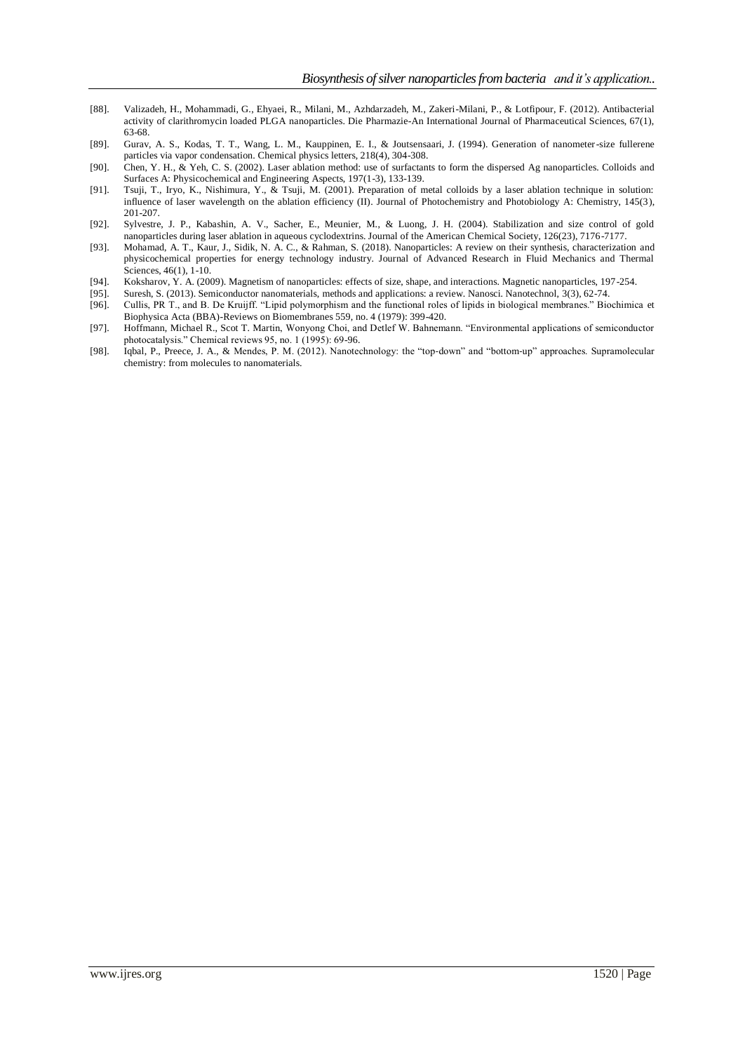[88]. Valizadeh, H., Mohammadi, G., Ehyaei, R., Milani, M., Azhdarzadeh, M., Zakeri-Milani, P., & Lotfipour, F. (2012). Antibacterial activity of clarithromycin loaded PLGA nanoparticles. Die Pharmazie-An International Journal of Pharmaceutical Sciences, 67(1), 63-68.

[89]. Gurav, A. S., Kodas, T. T., Wang, L. M., Kauppinen, E. I., & Joutsensaari, J. (1994). Generation of nanometer-size fullerene particles via vapor condensation. Chemical physics letters, 218(4), 304-308.

[90]. Chen, Y. H., & Yeh, C. S. (2002). Laser ablation method: use of surfactants to form the dispersed Ag nanoparticles. Colloids and Surfaces A: Physicochemical and Engineering Aspects, 197(1-3), 133-139.

[91]. Tsuji, T., Iryo, K., Nishimura, Y., & Tsuji, M. (2001). Preparation of metal colloids by a laser ablation technique in solution: influence of laser wavelength on the ablation efficiency (II). Journal of Photochemistry and Photobiology A: Chemistry, 145(3), 201-207.

[92]. Sylvestre, J. P., Kabashin, A. V., Sacher, E., Meunier, M., & Luong, J. H. (2004). Stabilization and size control of gold nanoparticles during laser ablation in aqueous cyclodextrins. Journal of the American Chemical Society, 126(23), 7176-7177.

[93]. Mohamad, A. T., Kaur, J., Sidik, N. A. C., & Rahman, S. (2018). Nanoparticles: A review on their synthesis, characterization and physicochemical properties for energy technology industry. Journal of Advanced Research in Fluid Mechanics and Thermal Sciences, 46(1), 1-10.

[94]. Koksharov, Y. A. (2009). Magnetism of nanoparticles: effects of size, shape, and interactions. Magnetic nanoparticles, 197-254.

[95]. Suresh, S. (2013). Semiconductor nanomaterials, methods and applications: a review. Nanosci. Nanotechnol, 3(3), 62-74.

[96]. Cullis, PR T., and B. De Kruijff. "Lipid polymorphism and the functional roles of lipids in biological membranes." Biochimica et Biophysica Acta (BBA)-Reviews on Biomembranes 559, no. 4 (1979): 399-420.

[97]. Hoffmann, Michael R., Scot T. Martin, Wonyong Choi, and Detlef W. Bahnemann. "Environmental applications of semiconductor photocatalysis." Chemical reviews 95, no. 1 (1995): 69-96.

[98]. Iqbal, P., Preece, J. A., & Mendes, P. M. (2012). Nanotechnology: the "top-down" and "bottom-up" approaches. Supramolecular chemistry: from molecules to nanomaterials.